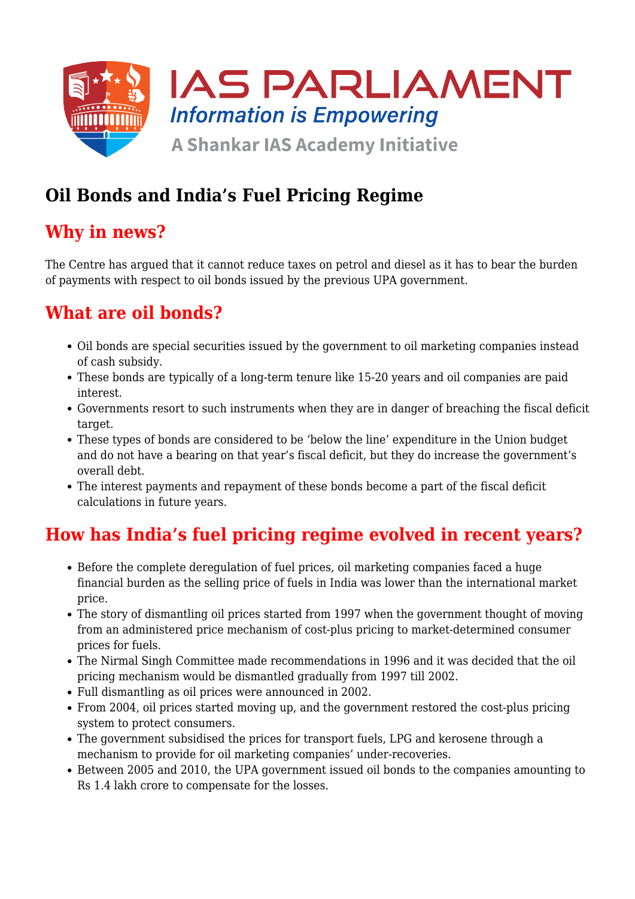# Oil Bonds and India's Fuel Pricing Regime

## Why in news?

The Centre has argued that it cannot reduce taxes on petrol and diesel as it has to bear the burden of payments with respect to oil bonds issued by the previous UPA government.

## What are oil bonds?

- Oil bonds are special securities issued by the government to oil marketing companies instead of cash subsidy.
- These bonds are typically of a long-term tenure like 15-20 years and oil companies are paid interest.
- Governments resort to such instruments when they are in danger of breaching the fiscal deficit target.
- These types of bonds are considered to be 'below the line' expenditure in the Union budget and do not have a bearing on that year's fiscal deficit, but they do increase the government's overall debt.
- The interest payments and repayment of these bonds become a part of the fiscal deficit calculations in future years.

## How has India's fuel pricing regime evolved in recent years?

- Before the complete deregulation of fuel prices, oil marketing companies faced a huge financial burden as the selling price of fuels in India was lower than the international market price.
- The story of dismantling oil prices started from 1997 when the government thought of moving from an administered price mechanism of cost-plus pricing to market-determined consumer prices for fuels.
- The Nirmal Singh Committee made recommendations in 1996 and it was decided that the oil pricing mechanism would be dismantled gradually from 1997 till 2002.
- Full dismantling as oil prices were announced in 2002.
- From 2004, oil prices started moving up, and the government restored the cost-plus pricing system to protect consumers.
- The government subsidised the prices for transport fuels, LPG and kerosene through a mechanism to provide for oil marketing companies' under-recoveries.
- Between 2005 and 2010, the UPA government issued oil bonds to the companies amounting to Rs 1.4 lakh crore to compensate for the losses.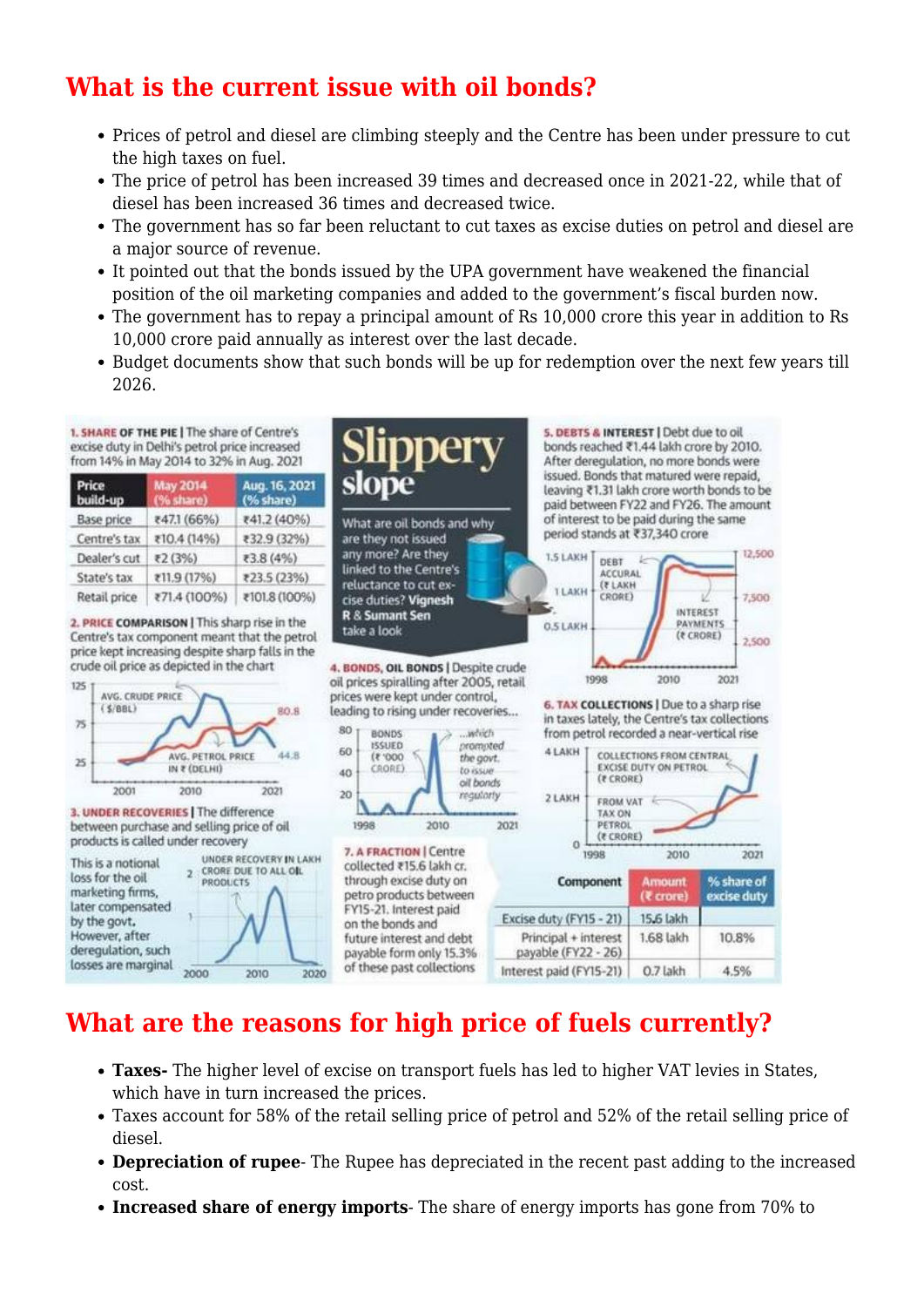## What is the current issue with oil bonds?

- Prices of petrol and diesel are climbing steeply and the Centre has been under pressure to cut the high taxes on fuel.
- The price of petrol has been increased 39 times and decreased once in 2021-22, while that of diesel has been increased 36 times and decreased twice.
- The government has so far been reluctant to cut taxes as excise duties on petrol and diesel are a major source of revenue.
- It pointed out that the bonds issued by the UPA government have weakened the financial position of the oil marketing companies and added to the government's fiscal burden now.
- The government has to repay a principal amount of Rs 10,000 crore this year in addition to Rs 10,000 crore paid annually as interest over the last decade.
- Budget documents show that such bonds will be up for redemption over the next few years till 2026.

**Slippery slope**

What are oil bonds and why are they not issued any more? Are they linked to the Centre's reluctance to cut excise duties? Vignesh R & Sumant Sen take a look

**1. SHARE OF THE PIE** | The share of Centre's excise duty in Delhi's petrol price increased from 14% in May 2014 to 32% in Aug. 2021

| Price build-up | May 2014 (% share) | Aug. 16, 2021 (% share) |
|---|---|---|
| Base price | ₹47.1 (66%) | ₹41.2 (40%) |
| Centre's tax | ₹10.4 (14%) | ₹32.9 (32%) |
| Dealer's cut | ₹2 (3%) | ₹3.8 (4%) |
| State's tax | ₹11.9 (17%) | ₹23.5 (23%) |
| Retail price | ₹71.4 (100%) | ₹101.8 (100%) |

**2. PRICE COMPARISON** | This sharp rise in the Centre's tax component meant that the petrol price kept increasing despite sharp falls in the crude oil price as depicted in the chart

**3. UNDER RECOVERIES** | The difference between purchase and selling price of oil products is called under recovery

This is a notional loss for the oil marketing firms, later compensated by the govt. However, after deregulation, such losses are marginal

**4. BONDS, OIL BONDS** | Despite crude oil prices spiralling after 2005, retail prices were kept under control, leading to rising under recoveries...

...which prompted the govt. to issue oil bonds regularly

**5. DEBTS & INTEREST** | Debt due to oil bonds reached ₹1.44 lakh crore by 2010. After deregulation, no more bonds were issued. Bonds that matured were repaid, leaving ₹1.31 lakh crore worth bonds to be paid between FY22 and FY26. The amount of interest to be paid during the same period stands at ₹37,340 crore

**6. TAX COLLECTIONS** | Due to a sharp rise in taxes lately, the Centre's tax collections from petrol recorded a near-vertical rise

**7. A FRACTION** | Centre collected ₹15.6 lakh cr. through excise duty on petro products between FY15-21. Interest paid on the bonds and future interest and debt payable form only 15.3% of these past collections

| Component | Amount (₹ crore) | % share of excise duty |
|---|---|---|
| Excise duty (FY15 - 21) | 15.6 lakh | |
| Principal + interest payable (FY22 - 26) | 1.68 lakh | 10.8% |
| Interest paid (FY15-21) | 0.7 lakh | 4.5% |

## What are the reasons for high price of fuels currently?

- **Taxes-** The higher level of excise on transport fuels has led to higher VAT levies in States, which have in turn increased the prices.
- Taxes account for 58% of the retail selling price of petrol and 52% of the retail selling price of diesel.
- **Depreciation of rupee**- The Rupee has depreciated in the recent past adding to the increased cost.
- **Increased share of energy imports**- The share of energy imports has gone from 70% to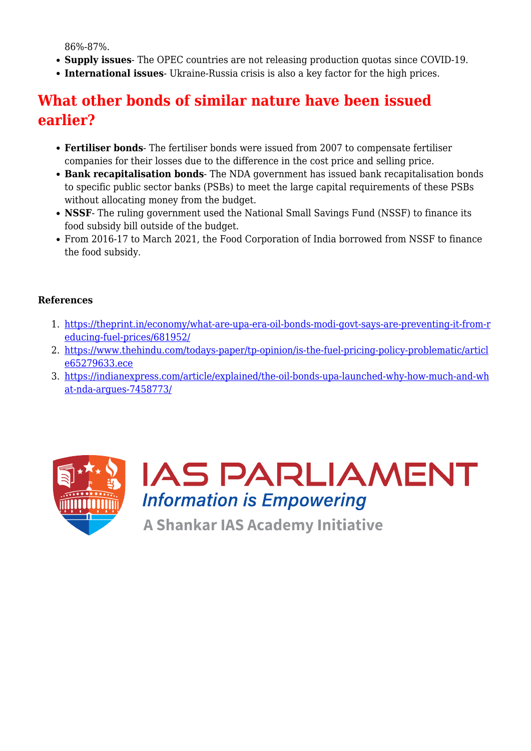86%-87%.

- **Supply issues**- The OPEC countries are not releasing production quotas since COVID-19.
- **International issues**- Ukraine-Russia crisis is also a key factor for the high prices.

## What other bonds of similar nature have been issued earlier?

- **Fertiliser bonds**- The fertiliser bonds were issued from 2007 to compensate fertiliser companies for their losses due to the difference in the cost price and selling price.
- **Bank recapitalisation bonds**- The NDA government has issued bank recapitalisation bonds to specific public sector banks (PSBs) to meet the large capital requirements of these PSBs without allocating money from the budget.
- **NSSF**- The ruling government used the National Small Savings Fund (NSSF) to finance its food subsidy bill outside of the budget.
- From 2016-17 to March 2021, the Food Corporation of India borrowed from NSSF to finance the food subsidy.

**References**

1. https://theprint.in/economy/what-are-upa-era-oil-bonds-modi-govt-says-are-preventing-it-from-reducing-fuel-prices/681952/
2. https://www.thehindu.com/todays-paper/tp-opinion/is-the-fuel-pricing-policy-problematic/article65279633.ece
3. https://indianexpress.com/article/explained/the-oil-bonds-upa-launched-why-how-much-and-what-nda-argues-7458773/

IAS PARLIAMENT
*Information is Empowering*
A Shankar IAS Academy Initiative